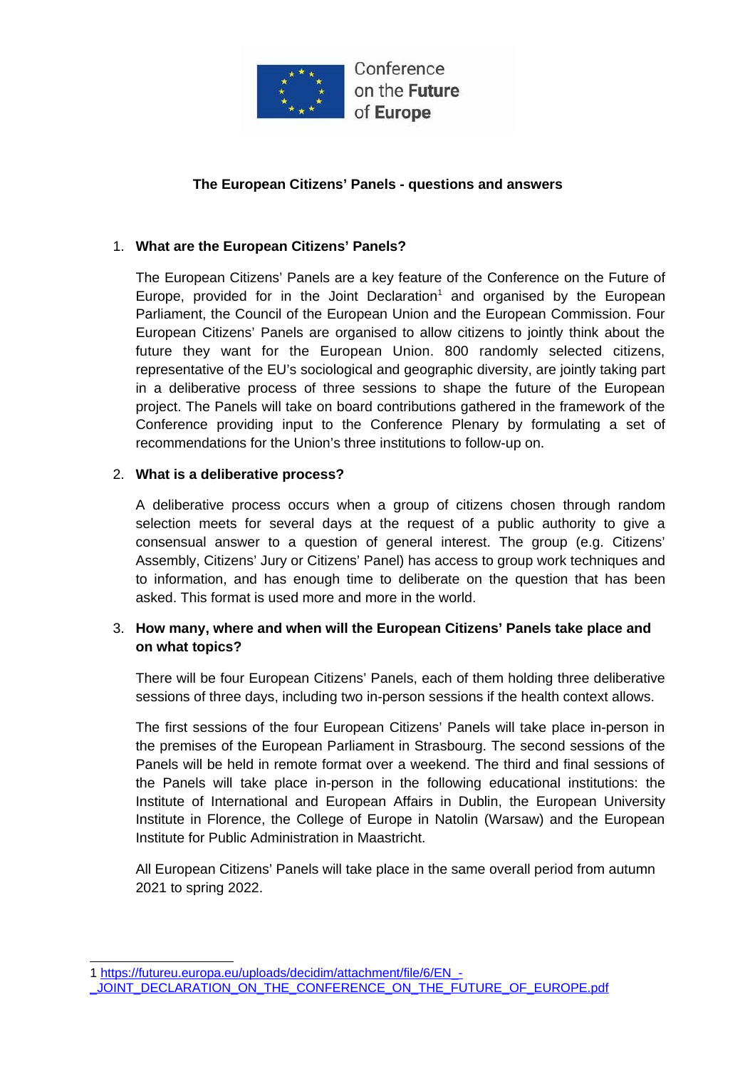Conference on the Future of Europe

**The European Citizens' Panels - questions and answers**

1. **What are the European Citizens' Panels?**

   The European Citizens' Panels are a key feature of the Conference on the Future of Europe, provided for in the Joint Declaration[1] and organised by the European Parliament, the Council of the European Union and the European Commission. Four European Citizens' Panels are organised to allow citizens to jointly think about the future they want for the European Union. 800 randomly selected citizens, representative of the EU's sociological and geographic diversity, are jointly taking part in a deliberative process of three sessions to shape the future of the European project. The Panels will take on board contributions gathered in the framework of the Conference providing input to the Conference Plenary by formulating a set of recommendations for the Union's three institutions to follow-up on.

2. **What is a deliberative process?**

   A deliberative process occurs when a group of citizens chosen through random selection meets for several days at the request of a public authority to give a consensual answer to a question of general interest. The group (e.g. Citizens' Assembly, Citizens' Jury or Citizens' Panel) has access to group work techniques and to information, and has enough time to deliberate on the question that has been asked. This format is used more and more in the world.

3. **How many, where and when will the European Citizens' Panels take place and on what topics?**

   There will be four European Citizens' Panels, each of them holding three deliberative sessions of three days, including two in-person sessions if the health context allows.

   The first sessions of the four European Citizens' Panels will take place in-person in the premises of the European Parliament in Strasbourg. The second sessions of the Panels will be held in remote format over a weekend. The third and final sessions of the Panels will take place in-person in the following educational institutions: the Institute of International and European Affairs in Dublin, the European University Institute in Florence, the College of Europe in Natolin (Warsaw) and the European Institute for Public Administration in Maastricht.

   All European Citizens' Panels will take place in the same overall period from autumn 2021 to spring 2022.

1 https://futureu.europa.eu/uploads/decidim/attachment/file/6/EN_-_JOINT_DECLARATION_ON_THE_CONFERENCE_ON_THE_FUTURE_OF_EUROPE.pdf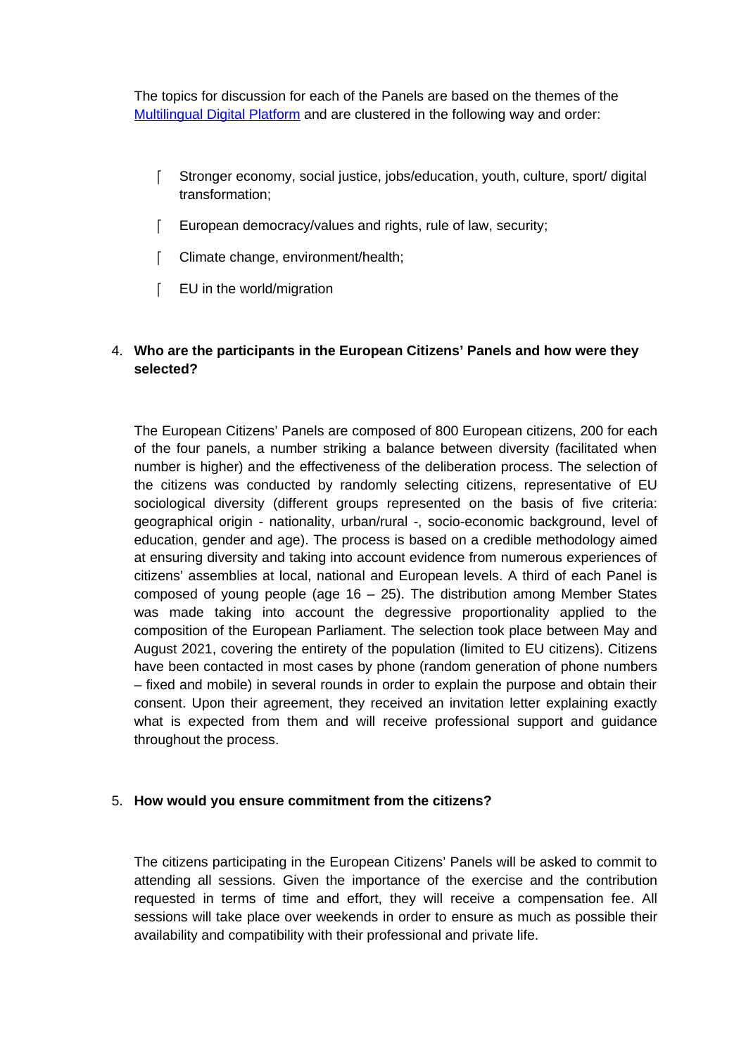The topics for discussion for each of the Panels are based on the themes of the [Multilingual Digital Platform](#) and are clustered in the following way and order:

- Stronger economy, social justice, jobs/education, youth, culture, sport/ digital transformation;
- European democracy/values and rights, rule of law, security;
- Climate change, environment/health;
- EU in the world/migration

4. **Who are the participants in the European Citizens' Panels and how were they selected?**

The European Citizens' Panels are composed of 800 European citizens, 200 for each of the four panels, a number striking a balance between diversity (facilitated when number is higher) and the effectiveness of the deliberation process. The selection of the citizens was conducted by randomly selecting citizens, representative of EU sociological diversity (different groups represented on the basis of five criteria: geographical origin - nationality, urban/rural -, socio-economic background, level of education, gender and age). The process is based on a credible methodology aimed at ensuring diversity and taking into account evidence from numerous experiences of citizens' assemblies at local, national and European levels. A third of each Panel is composed of young people (age 16 – 25). The distribution among Member States was made taking into account the degressive proportionality applied to the composition of the European Parliament. The selection took place between May and August 2021, covering the entirety of the population (limited to EU citizens). Citizens have been contacted in most cases by phone (random generation of phone numbers – fixed and mobile) in several rounds in order to explain the purpose and obtain their consent. Upon their agreement, they received an invitation letter explaining exactly what is expected from them and will receive professional support and guidance throughout the process.

5. **How would you ensure commitment from the citizens?**

The citizens participating in the European Citizens' Panels will be asked to commit to attending all sessions. Given the importance of the exercise and the contribution requested in terms of time and effort, they will receive a compensation fee. All sessions will take place over weekends in order to ensure as much as possible their availability and compatibility with their professional and private life.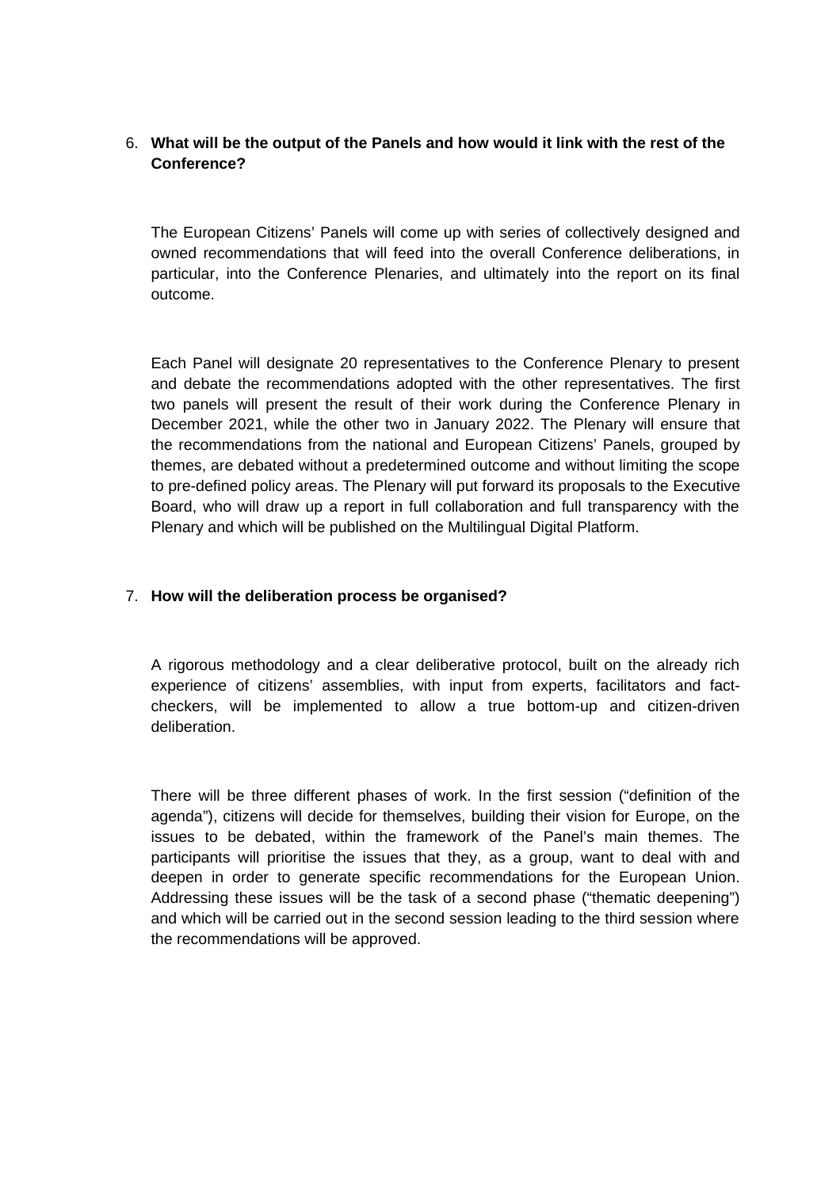6. **What will be the output of the Panels and how would it link with the rest of the Conference?**

The European Citizens' Panels will come up with series of collectively designed and owned recommendations that will feed into the overall Conference deliberations, in particular, into the Conference Plenaries, and ultimately into the report on its final outcome.

Each Panel will designate 20 representatives to the Conference Plenary to present and debate the recommendations adopted with the other representatives. The first two panels will present the result of their work during the Conference Plenary in December 2021, while the other two in January 2022. The Plenary will ensure that the recommendations from the national and European Citizens' Panels, grouped by themes, are debated without a predetermined outcome and without limiting the scope to pre-defined policy areas. The Plenary will put forward its proposals to the Executive Board, who will draw up a report in full collaboration and full transparency with the Plenary and which will be published on the Multilingual Digital Platform.

7. **How will the deliberation process be organised?**

A rigorous methodology and a clear deliberative protocol, built on the already rich experience of citizens' assemblies, with input from experts, facilitators and fact-checkers, will be implemented to allow a true bottom-up and citizen-driven deliberation.

There will be three different phases of work. In the first session ("definition of the agenda"), citizens will decide for themselves, building their vision for Europe, on the issues to be debated, within the framework of the Panel's main themes. The participants will prioritise the issues that they, as a group, want to deal with and deepen in order to generate specific recommendations for the European Union. Addressing these issues will be the task of a second phase ("thematic deepening") and which will be carried out in the second session leading to the third session where the recommendations will be approved.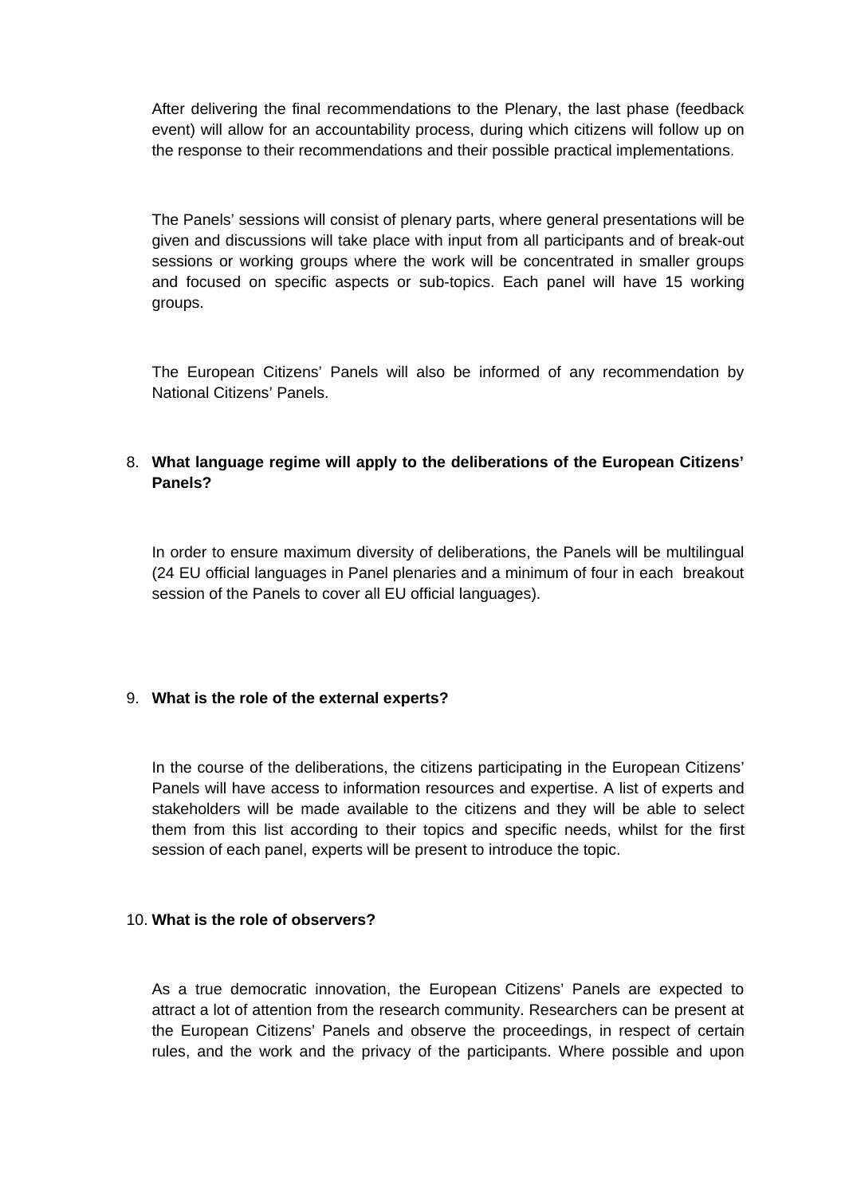After delivering the final recommendations to the Plenary, the last phase (feedback event) will allow for an accountability process, during which citizens will follow up on the response to their recommendations and their possible practical implementations.

The Panels' sessions will consist of plenary parts, where general presentations will be given and discussions will take place with input from all participants and of break-out sessions or working groups where the work will be concentrated in smaller groups and focused on specific aspects or sub-topics. Each panel will have 15 working groups.

The European Citizens' Panels will also be informed of any recommendation by National Citizens' Panels.

8. **What language regime will apply to the deliberations of the European Citizens' Panels?**

In order to ensure maximum diversity of deliberations, the Panels will be multilingual (24 EU official languages in Panel plenaries and a minimum of four in each breakout session of the Panels to cover all EU official languages).

9. **What is the role of the external experts?**

In the course of the deliberations, the citizens participating in the European Citizens' Panels will have access to information resources and expertise. A list of experts and stakeholders will be made available to the citizens and they will be able to select them from this list according to their topics and specific needs, whilst for the first session of each panel, experts will be present to introduce the topic.

10. **What is the role of observers?**

As a true democratic innovation, the European Citizens' Panels are expected to attract a lot of attention from the research community. Researchers can be present at the European Citizens' Panels and observe the proceedings, in respect of certain rules, and the work and the privacy of the participants. Where possible and upon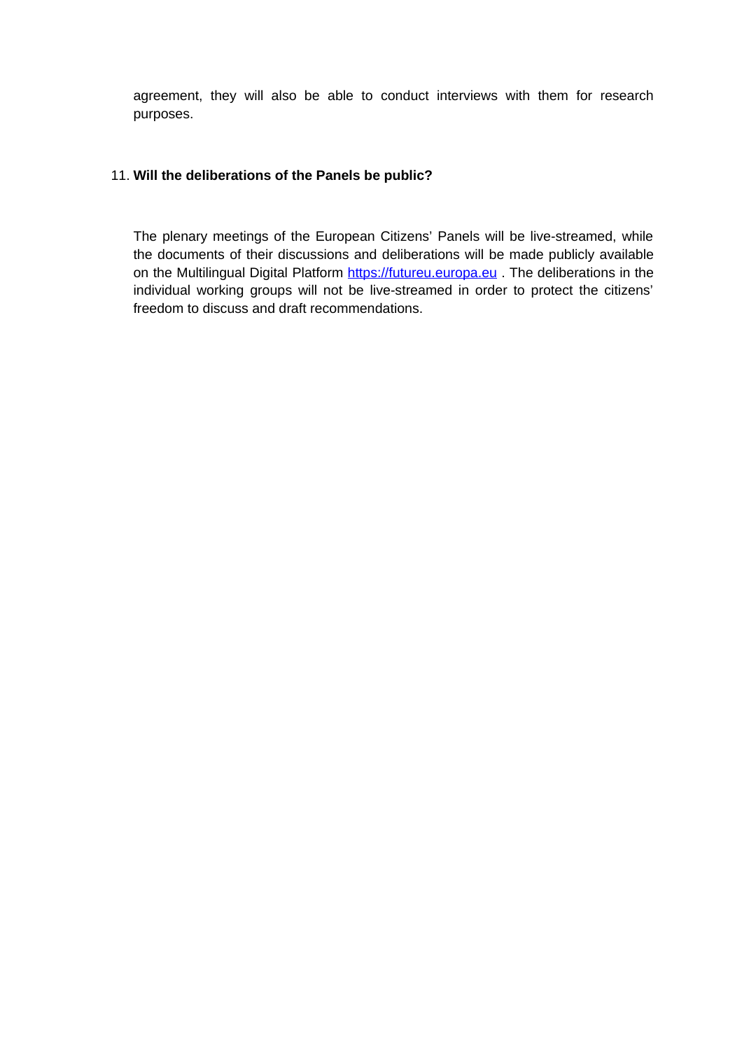agreement, they will also be able to conduct interviews with them for research purposes.

11. **Will the deliberations of the Panels be public?**

The plenary meetings of the European Citizens' Panels will be live-streamed, while the documents of their discussions and deliberations will be made publicly available on the Multilingual Digital Platform https://futureu.europa.eu . The deliberations in the individual working groups will not be live-streamed in order to protect the citizens' freedom to discuss and draft recommendations.